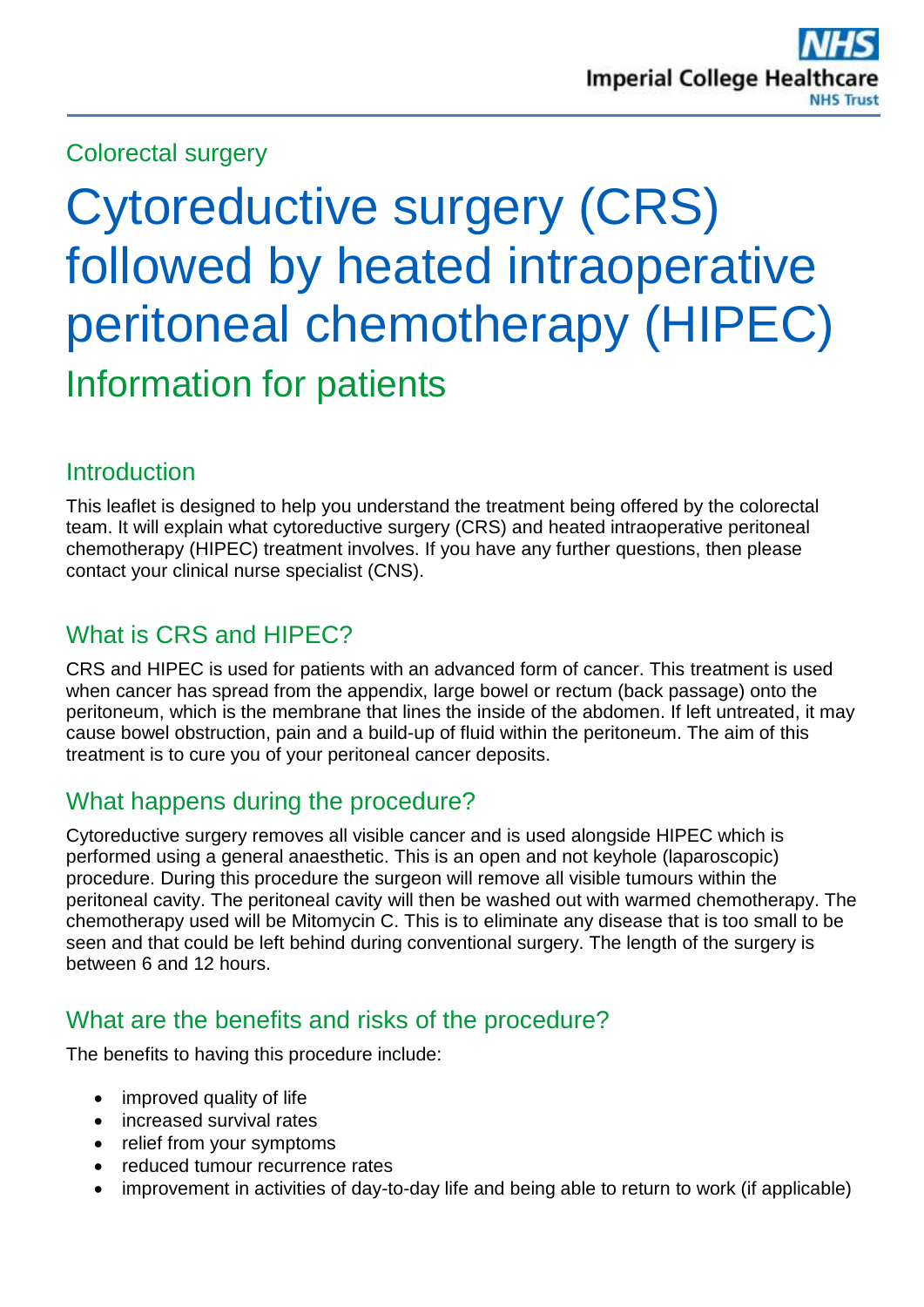Colorectal surgery

# Cytoreductive surgery (CRS) followed by heated intraoperative peritoneal chemotherapy (HIPEC)

## Information for patients

### Introduction

This leaflet is designed to help you understand the treatment being offered by the colorectal team. It will explain what cytoreductive surgery (CRS) and heated intraoperative peritoneal chemotherapy (HIPEC) treatment involves. If you have any further questions, then please contact your clinical nurse specialist (CNS).

### What is CRS and HIPEC?

CRS and HIPEC is used for patients with an advanced form of cancer. This treatment is used when cancer has spread from the appendix, large bowel or rectum (back passage) onto the peritoneum, which is the membrane that lines the inside of the abdomen. If left untreated, it may cause bowel obstruction, pain and a build-up of fluid within the peritoneum. The aim of this treatment is to cure you of your peritoneal cancer deposits.

### What happens during the procedure?

Cytoreductive surgery removes all visible cancer and is used alongside HIPEC which is performed using a general anaesthetic. This is an open and not keyhole (laparoscopic) procedure. During this procedure the surgeon will remove all visible tumours within the peritoneal cavity. The peritoneal cavity will then be washed out with warmed chemotherapy. The chemotherapy used will be Mitomycin C. This is to eliminate any disease that is too small to be seen and that could be left behind during conventional surgery. The length of the surgery is between 6 and 12 hours.

### What are the benefits and risks of the procedure?

The benefits to having this procedure include:

- improved quality of life
- increased survival rates
- relief from your symptoms
- reduced tumour recurrence rates
- improvement in activities of day-to-day life and being able to return to work (if applicable)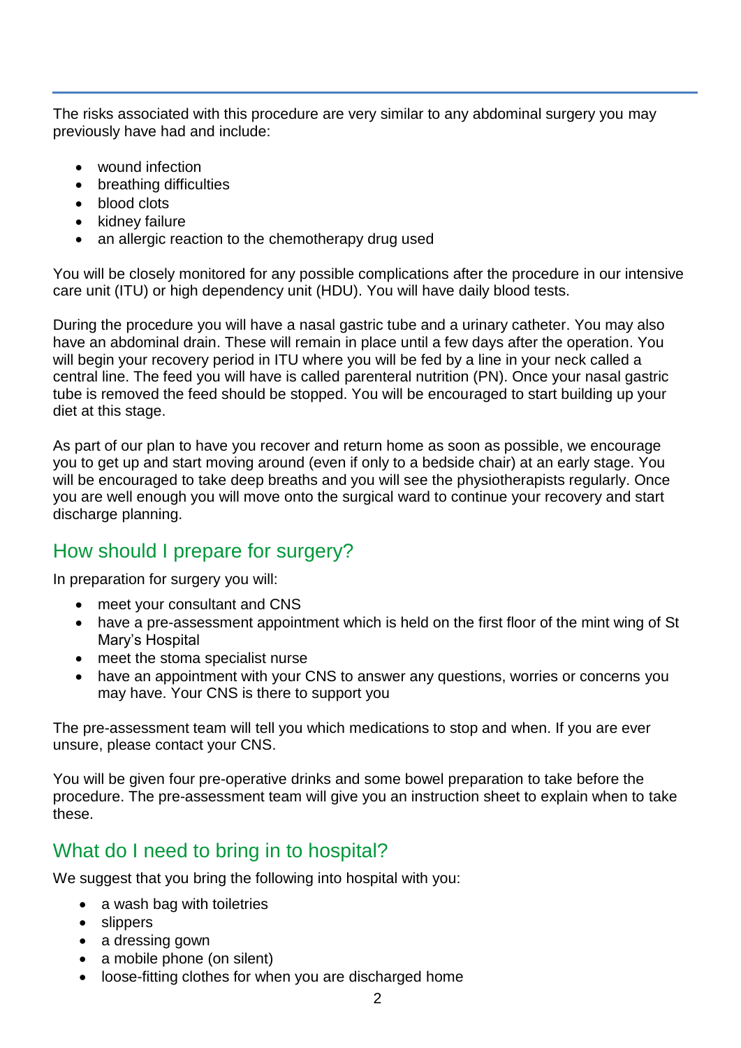The risks associated with this procedure are very similar to any abdominal surgery you may previously have had and include:

- wound infection
- breathing difficulties
- blood clots
- kidney failure
- an allergic reaction to the chemotherapy drug used

You will be closely monitored for any possible complications after the procedure in our intensive care unit (ITU) or high dependency unit (HDU). You will have daily blood tests.

During the procedure you will have a nasal gastric tube and a urinary catheter. You may also have an abdominal drain. These will remain in place until a few days after the operation. You will begin your recovery period in ITU where you will be fed by a line in your neck called a central line. The feed you will have is called parenteral nutrition (PN). Once your nasal gastric tube is removed the feed should be stopped. You will be encouraged to start building up your diet at this stage.

As part of our plan to have you recover and return home as soon as possible, we encourage you to get up and start moving around (even if only to a bedside chair) at an early stage. You will be encouraged to take deep breaths and you will see the physiotherapists regularly. Once you are well enough you will move onto the surgical ward to continue your recovery and start discharge planning.

## How should I prepare for surgery?

In preparation for surgery you will:

- meet your consultant and CNS
- have a pre-assessment appointment which is held on the first floor of the mint wing of St Mary's Hospital
- meet the stoma specialist nurse
- have an appointment with your CNS to answer any questions, worries or concerns you may have. Your CNS is there to support you

The pre-assessment team will tell you which medications to stop and when. If you are ever unsure, please contact your CNS.

You will be given four pre-operative drinks and some bowel preparation to take before the procedure. The pre-assessment team will give you an instruction sheet to explain when to take these.

## What do I need to bring in to hospital?

We suggest that you bring the following into hospital with you:

- a wash bag with toiletries
- slippers
- a dressing gown
- a mobile phone (on silent)
- loose-fitting clothes for when you are discharged home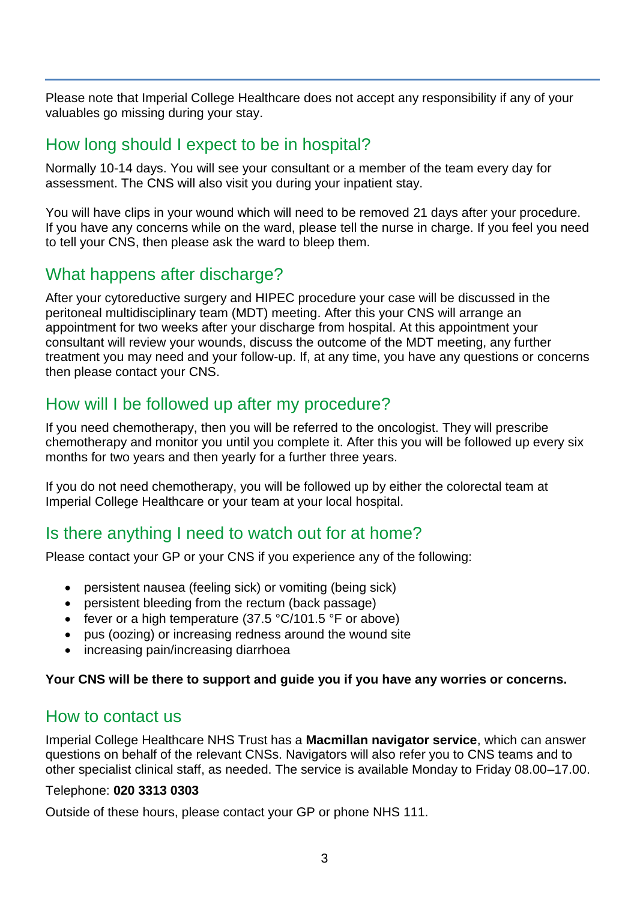Please note that Imperial College Healthcare does not accept any responsibility if any of your valuables go missing during your stay.

## How long should I expect to be in hospital?

Normally 10-14 days. You will see your consultant or a member of the team every day for assessment. The CNS will also visit you during your inpatient stay.

You will have clips in your wound which will need to be removed 21 days after your procedure. If you have any concerns while on the ward, please tell the nurse in charge. If you feel you need to tell your CNS, then please ask the ward to bleep them.

## What happens after discharge?

After your cytoreductive surgery and HIPEC procedure your case will be discussed in the peritoneal multidisciplinary team (MDT) meeting. After this your CNS will arrange an appointment for two weeks after your discharge from hospital. At this appointment your consultant will review your wounds, discuss the outcome of the MDT meeting, any further treatment you may need and your follow-up. If, at any time, you have any questions or concerns then please contact your CNS.

## How will I be followed up after my procedure?

If you need chemotherapy, then you will be referred to the oncologist. They will prescribe chemotherapy and monitor you until you complete it. After this you will be followed up every six months for two years and then yearly for a further three years.

If you do not need chemotherapy, you will be followed up by either the colorectal team at Imperial College Healthcare or your team at your local hospital.

## Is there anything I need to watch out for at home?

Please contact your GP or your CNS if you experience any of the following:

- persistent nausea (feeling sick) or vomiting (being sick)
- persistent bleeding from the rectum (back passage)
- fever or a high temperature (37.5 °C/101.5 °F or above)
- pus (oozing) or increasing redness around the wound site
- increasing pain/increasing diarrhoea

**Your CNS will be there to support and guide you if you have any worries or concerns.**

## How to contact us

Imperial College Healthcare NHS Trust has a **Macmillan navigator service**, which can answer questions on behalf of the relevant CNSs. Navigators will also refer you to CNS teams and to other specialist clinical staff, as needed. The service is available Monday to Friday 08.00–17.00.

Telephone: **020 3313 0303**

Outside of these hours, please contact your GP or phone NHS 111.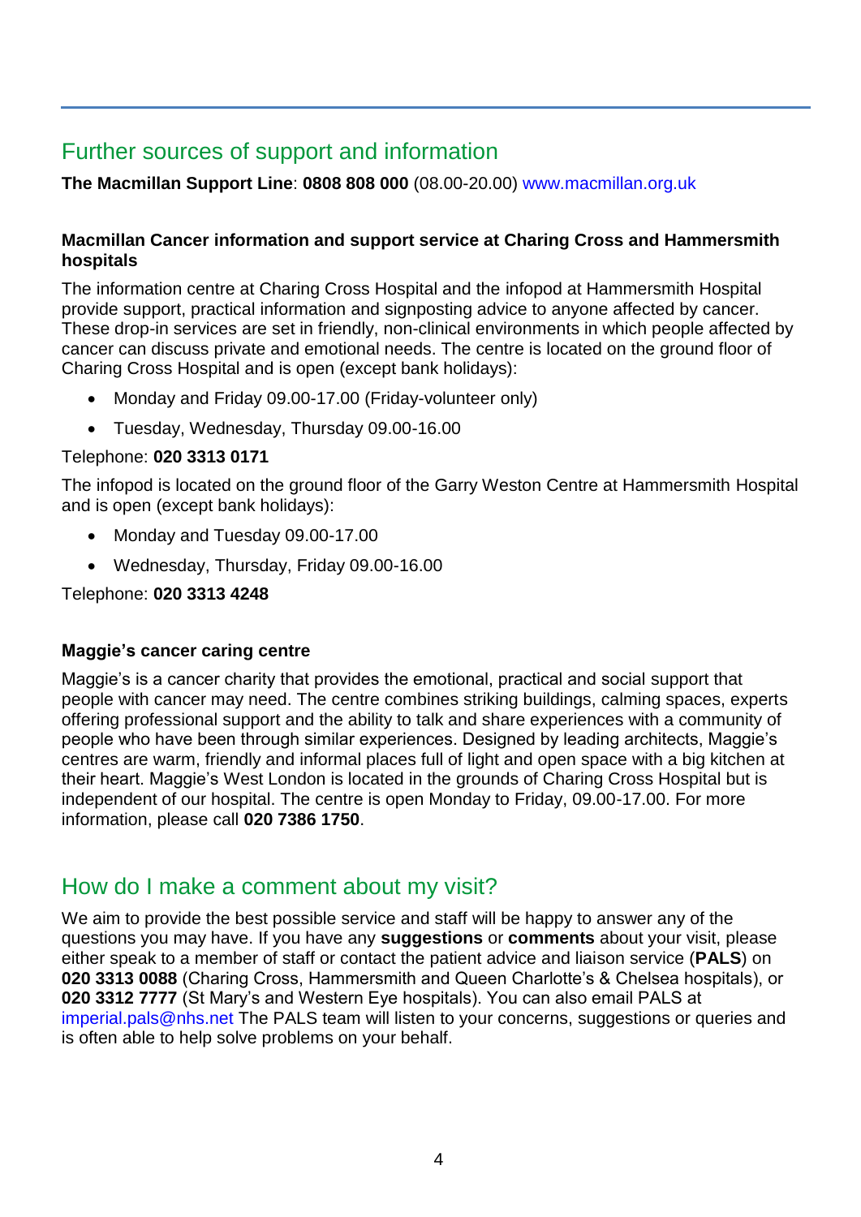## Further sources of support and information

**The Macmillan Support Line**: **0808 808 000** (08.00-20.00) www.macmillan.org.uk

**Macmillan Cancer information and support service at Charing Cross and Hammersmith hospitals**

The information centre at Charing Cross Hospital and the infopod at Hammersmith Hospital provide support, practical information and signposting advice to anyone affected by cancer. These drop-in services are set in friendly, non-clinical environments in which people affected by cancer can discuss private and emotional needs. The centre is located on the ground floor of Charing Cross Hospital and is open (except bank holidays):

- Monday and Friday 09.00-17.00 (Friday-volunteer only)
- Tuesday, Wednesday, Thursday 09.00-16.00

Telephone: **020 3313 0171**

The infopod is located on the ground floor of the Garry Weston Centre at Hammersmith Hospital and is open (except bank holidays):

- Monday and Tuesday 09.00-17.00
- Wednesday, Thursday, Friday 09.00-16.00

Telephone: **020 3313 4248**

**Maggie's cancer caring centre**

Maggie's is a cancer charity that provides the emotional, practical and social support that people with cancer may need. The centre combines striking buildings, calming spaces, experts offering professional support and the ability to talk and share experiences with a community of people who have been through similar experiences. Designed by leading architects, Maggie's centres are warm, friendly and informal places full of light and open space with a big kitchen at their heart. Maggie's West London is located in the grounds of Charing Cross Hospital but is independent of our hospital. The centre is open Monday to Friday, 09.00-17.00. For more information, please call **020 7386 1750**.

## How do I make a comment about my visit?

We aim to provide the best possible service and staff will be happy to answer any of the questions you may have. If you have any **suggestions** or **comments** about your visit, please either speak to a member of staff or contact the patient advice and liaison service (**PALS**) on **020 3313 0088** (Charing Cross, Hammersmith and Queen Charlotte's & Chelsea hospitals), or **020 3312 7777** (St Mary's and Western Eye hospitals). You can also email PALS at imperial.pals@nhs.net The PALS team will listen to your concerns, suggestions or queries and is often able to help solve problems on your behalf.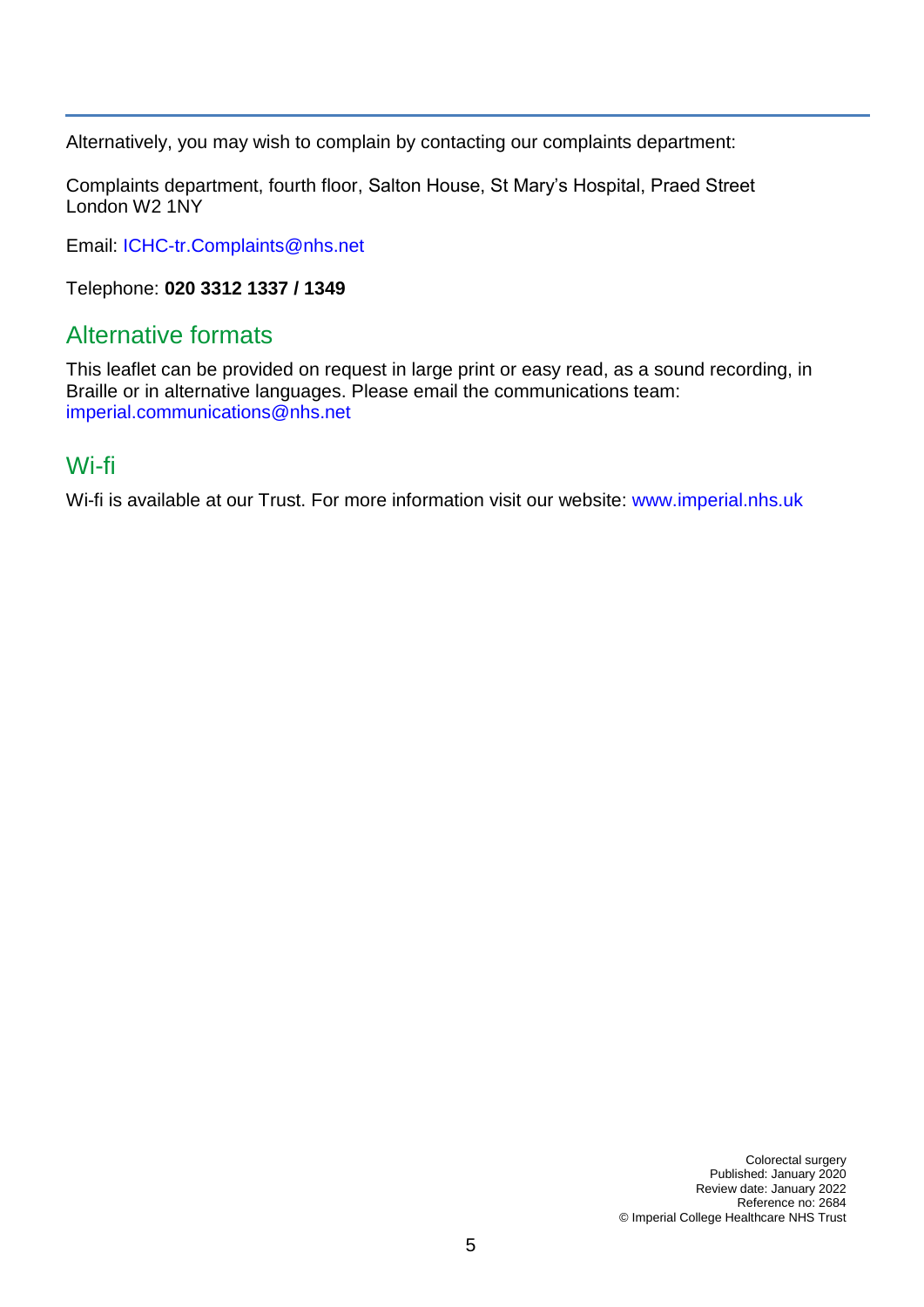Alternatively, you may wish to complain by contacting our complaints department:

Complaints department, fourth floor, Salton House, St Mary's Hospital, Praed Street
London W2 1NY

Email: ICHC-tr.Complaints@nhs.net

Telephone: **020 3312 1337 / 1349**

## Alternative formats

This leaflet can be provided on request in large print or easy read, as a sound recording, in Braille or in alternative languages. Please email the communications team: imperial.communications@nhs.net

## Wi-fi

Wi-fi is available at our Trust. For more information visit our website: www.imperial.nhs.uk

Colorectal surgery
Published: January 2020
Review date: January 2022
Reference no: 2684
© Imperial College Healthcare NHS Trust